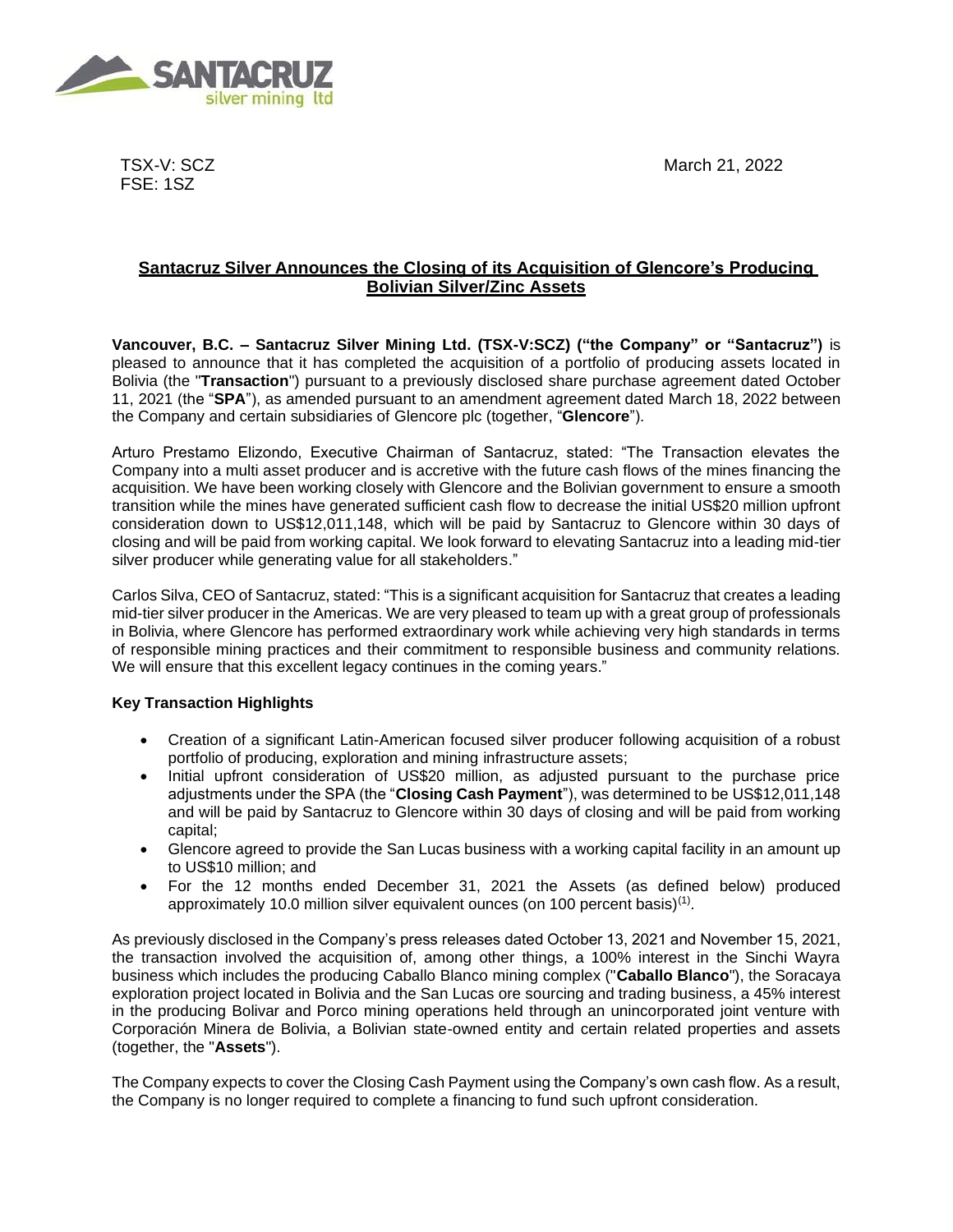TSX-V: SCZ
FSE: 1SZ

March 21, 2022

# Santacruz Silver Announces the Closing of its Acquisition of Glencore's Producing Bolivian Silver/Zinc Assets

**Vancouver, B.C. – Santacruz Silver Mining Ltd. (TSX-V:SCZ) ("the Company" or "Santacruz")** is pleased to announce that it has completed the acquisition of a portfolio of producing assets located in Bolivia (the "**Transaction**") pursuant to a previously disclosed share purchase agreement dated October 11, 2021 (the "**SPA**"), as amended pursuant to an amendment agreement dated March 18, 2022 between the Company and certain subsidiaries of Glencore plc (together, "**Glencore**").

Arturo Prestamo Elizondo, Executive Chairman of Santacruz, stated: "The Transaction elevates the Company into a multi asset producer and is accretive with the future cash flows of the mines financing the acquisition. We have been working closely with Glencore and the Bolivian government to ensure a smooth transition while the mines have generated sufficient cash flow to decrease the initial US$20 million upfront consideration down to US$12,011,148, which will be paid by Santacruz to Glencore within 30 days of closing and will be paid from working capital. We look forward to elevating Santacruz into a leading mid-tier silver producer while generating value for all stakeholders."

Carlos Silva, CEO of Santacruz, stated: "This is a significant acquisition for Santacruz that creates a leading mid-tier silver producer in the Americas. We are very pleased to team up with a great group of professionals in Bolivia, where Glencore has performed extraordinary work while achieving very high standards in terms of responsible mining practices and their commitment to responsible business and community relations. We will ensure that this excellent legacy continues in the coming years."

**Key Transaction Highlights**

- Creation of a significant Latin-American focused silver producer following acquisition of a robust portfolio of producing, exploration and mining infrastructure assets;
- Initial upfront consideration of US$20 million, as adjusted pursuant to the purchase price adjustments under the SPA (the "**Closing Cash Payment**"), was determined to be US$12,011,148 and will be paid by Santacruz to Glencore within 30 days of closing and will be paid from working capital;
- Glencore agreed to provide the San Lucas business with a working capital facility in an amount up to US$10 million; and
- For the 12 months ended December 31, 2021 the Assets (as defined below) produced approximately 10.0 million silver equivalent ounces (on 100 percent basis)(1).

As previously disclosed in the Company's press releases dated October 13, 2021 and November 15, 2021, the transaction involved the acquisition of, among other things, a 100% interest in the Sinchi Wayra business which includes the producing Caballo Blanco mining complex ("**Caballo Blanco**"), the Soracaya exploration project located in Bolivia and the San Lucas ore sourcing and trading business, a 45% interest in the producing Bolivar and Porco mining operations held through an unincorporated joint venture with Corporación Minera de Bolivia, a Bolivian state-owned entity and certain related properties and assets (together, the "**Assets**").

The Company expects to cover the Closing Cash Payment using the Company's own cash flow. As a result, the Company is no longer required to complete a financing to fund such upfront consideration.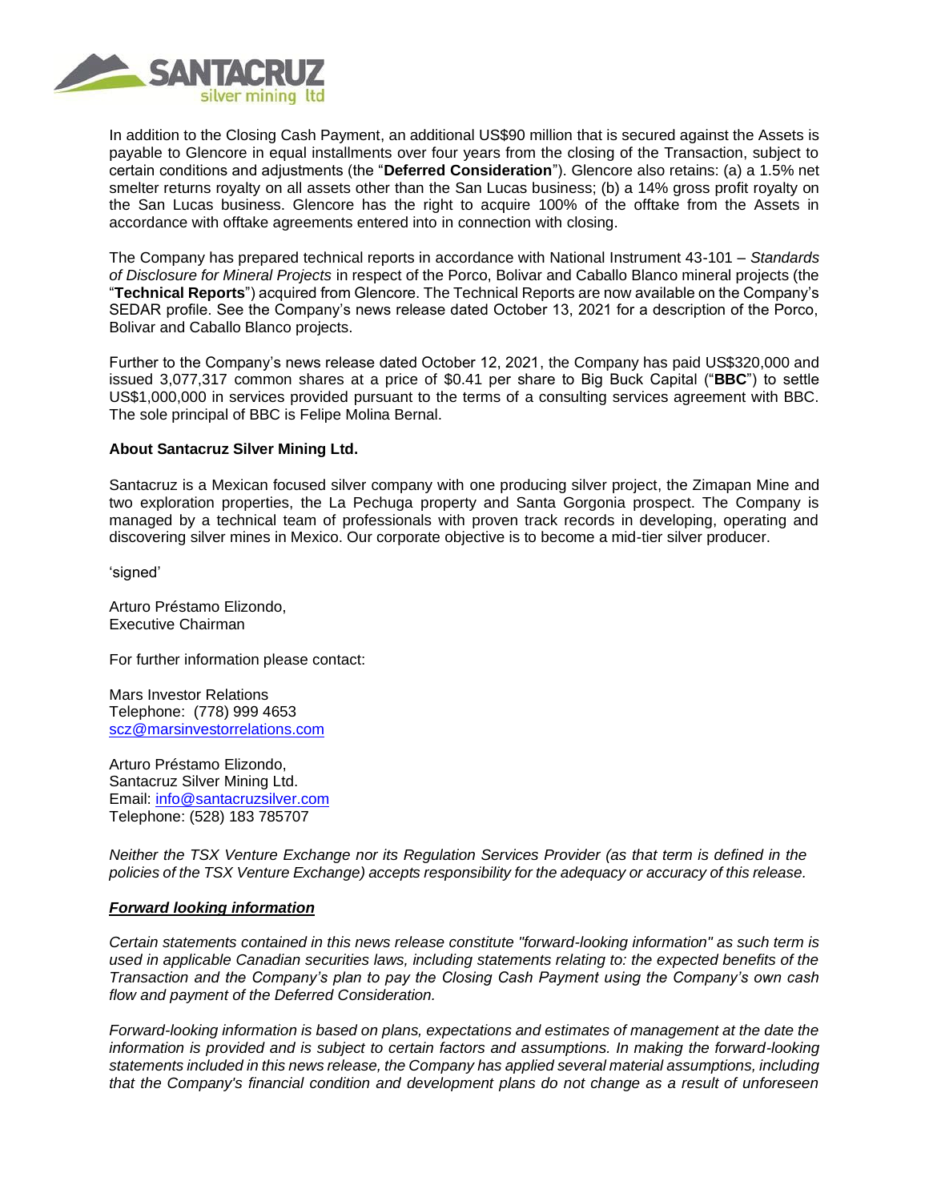In addition to the Closing Cash Payment, an additional US$90 million that is secured against the Assets is payable to Glencore in equal installments over four years from the closing of the Transaction, subject to certain conditions and adjustments (the "**Deferred Consideration**"). Glencore also retains: (a) a 1.5% net smelter returns royalty on all assets other than the San Lucas business; (b) a 14% gross profit royalty on the San Lucas business. Glencore has the right to acquire 100% of the offtake from the Assets in accordance with offtake agreements entered into in connection with closing.

The Company has prepared technical reports in accordance with National Instrument 43-101 – *Standards of Disclosure for Mineral Projects* in respect of the Porco, Bolivar and Caballo Blanco mineral projects (the "**Technical Reports**") acquired from Glencore. The Technical Reports are now available on the Company's SEDAR profile. See the Company's news release dated October 13, 2021 for a description of the Porco, Bolivar and Caballo Blanco projects.

Further to the Company's news release dated October 12, 2021, the Company has paid US$320,000 and issued 3,077,317 common shares at a price of $0.41 per share to Big Buck Capital ("**BBC**") to settle US$1,000,000 in services provided pursuant to the terms of a consulting services agreement with BBC. The sole principal of BBC is Felipe Molina Bernal.

**About Santacruz Silver Mining Ltd.**

Santacruz is a Mexican focused silver company with one producing silver project, the Zimapan Mine and two exploration properties, the La Pechuga property and Santa Gorgonia prospect. The Company is managed by a technical team of professionals with proven track records in developing, operating and discovering silver mines in Mexico. Our corporate objective is to become a mid-tier silver producer.

'signed'

Arturo Préstamo Elizondo,
Executive Chairman

For further information please contact:

Mars Investor Relations
Telephone: (778) 999 4653
scz@marsinvestorrelations.com

Arturo Préstamo Elizondo,
Santacruz Silver Mining Ltd.
Email: info@santacruzsilver.com
Telephone: (528) 183 785707

*Neither the TSX Venture Exchange nor its Regulation Services Provider (as that term is defined in the policies of the TSX Venture Exchange) accepts responsibility for the adequacy or accuracy of this release.*

***Forward looking information***

*Certain statements contained in this news release constitute "forward-looking information" as such term is used in applicable Canadian securities laws, including statements relating to: the expected benefits of the Transaction and the Company's plan to pay the Closing Cash Payment using the Company's own cash flow and payment of the Deferred Consideration.*

*Forward-looking information is based on plans, expectations and estimates of management at the date the information is provided and is subject to certain factors and assumptions. In making the forward-looking statements included in this news release, the Company has applied several material assumptions, including that the Company's financial condition and development plans do not change as a result of unforeseen*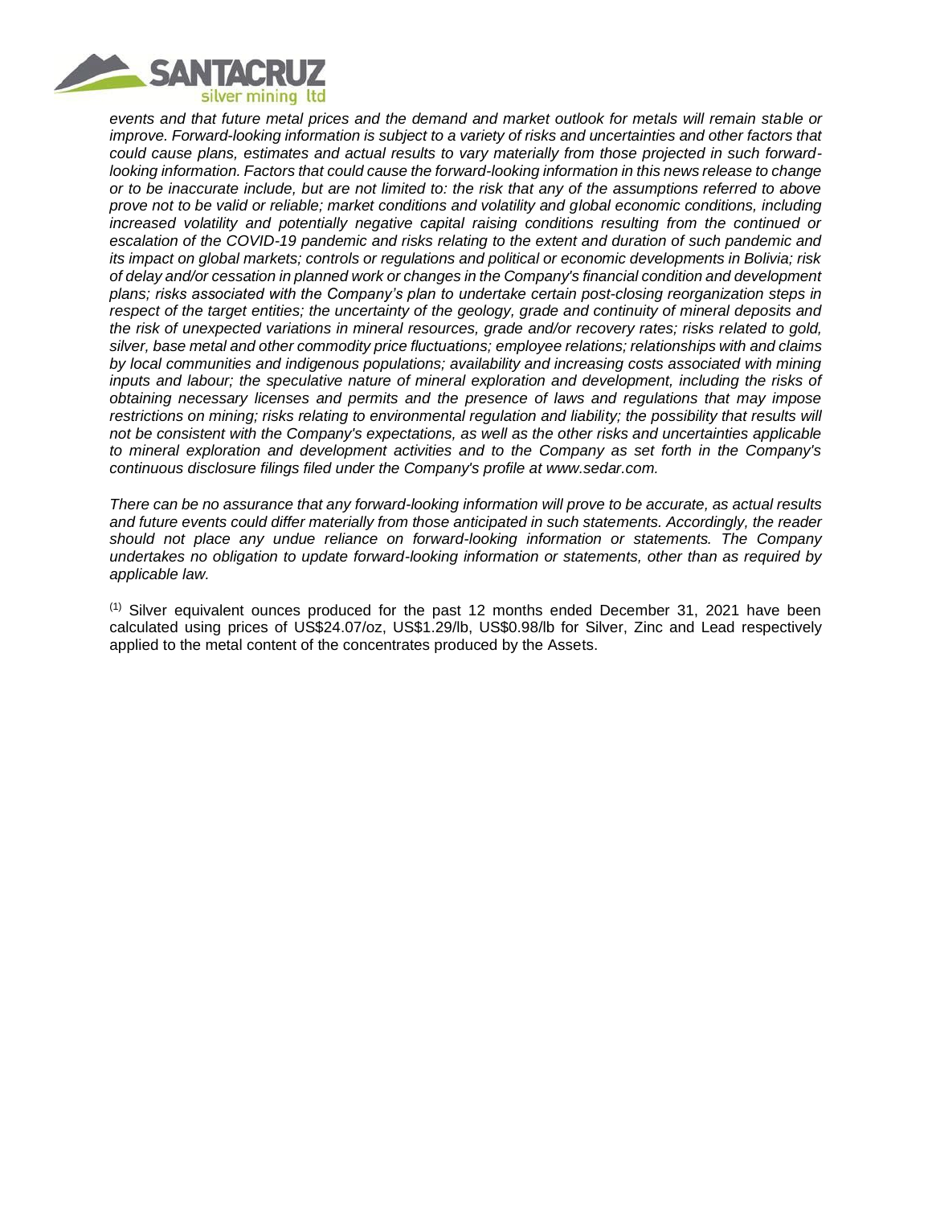*events and that future metal prices and the demand and market outlook for metals will remain stable or improve. Forward-looking information is subject to a variety of risks and uncertainties and other factors that could cause plans, estimates and actual results to vary materially from those projected in such forward-looking information. Factors that could cause the forward-looking information in this news release to change or to be inaccurate include, but are not limited to: the risk that any of the assumptions referred to above prove not to be valid or reliable; market conditions and volatility and global economic conditions, including increased volatility and potentially negative capital raising conditions resulting from the continued or escalation of the COVID-19 pandemic and risks relating to the extent and duration of such pandemic and its impact on global markets; controls or regulations and political or economic developments in Bolivia; risk of delay and/or cessation in planned work or changes in the Company's financial condition and development plans; risks associated with the Company's plan to undertake certain post-closing reorganization steps in respect of the target entities; the uncertainty of the geology, grade and continuity of mineral deposits and the risk of unexpected variations in mineral resources, grade and/or recovery rates; risks related to gold, silver, base metal and other commodity price fluctuations; employee relations; relationships with and claims by local communities and indigenous populations; availability and increasing costs associated with mining inputs and labour; the speculative nature of mineral exploration and development, including the risks of obtaining necessary licenses and permits and the presence of laws and regulations that may impose restrictions on mining; risks relating to environmental regulation and liability; the possibility that results will not be consistent with the Company's expectations, as well as the other risks and uncertainties applicable to mineral exploration and development activities and to the Company as set forth in the Company's continuous disclosure filings filed under the Company's profile at www.sedar.com.*

*There can be no assurance that any forward-looking information will prove to be accurate, as actual results and future events could differ materially from those anticipated in such statements. Accordingly, the reader should not place any undue reliance on forward-looking information or statements. The Company undertakes no obligation to update forward-looking information or statements, other than as required by applicable law.*

(1) Silver equivalent ounces produced for the past 12 months ended December 31, 2021 have been calculated using prices of US$24.07/oz, US$1.29/lb, US$0.98/lb for Silver, Zinc and Lead respectively applied to the metal content of the concentrates produced by the Assets.